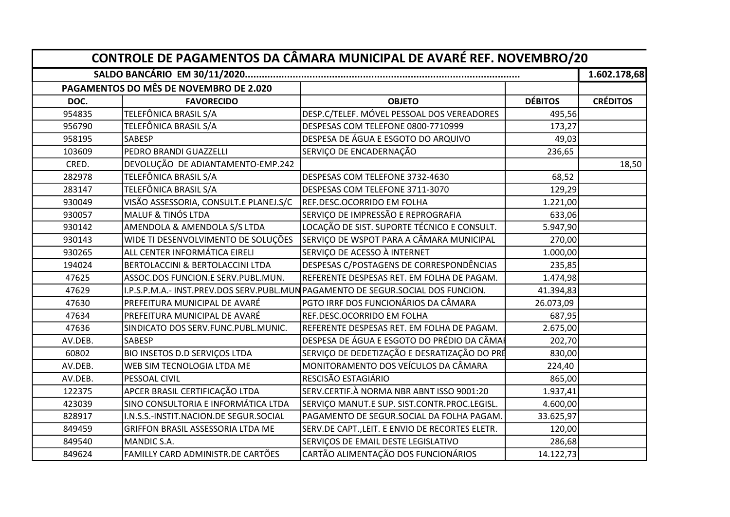| CONTROLE DE PAGAMENTOS DA CÂMARA MUNICIPAL DE AVARÉ REF. NOVEMBRO/20 | | | | |
|---|---|---|---|---|
| SALDO BANCÁRIO EM 30/11/2020................................................................................................ | | | | 1.602.178,68 |
| PAGAMENTOS DO MÊS DE NOVEMBRO DE 2.020 | | | | |
| DOC. | FAVORECIDO | OBJETO | DÉBITOS | CRÉDITOS |
| 954835 | TELEFÔNICA BRASIL S/A | DESP.C/TELEF. MÓVEL PESSOAL DOS VEREADORES | 495,56 | |
| 956790 | TELEFÔNICA BRASIL S/A | DESPESAS COM TELEFONE 0800-7710999 | 173,27 | |
| 958195 | SABESP | DESPESA DE ÁGUA E ESGOTO DO ARQUIVO | 49,03 | |
| 103609 | PEDRO BRANDI GUAZZELLI | SERVIÇO DE ENCADERNAÇÃO | 236,65 | |
| CRED. | DEVOLUÇÃO DE ADIANTAMENTO-EMP.242 | | | 18,50 |
| 282978 | TELEFÔNICA BRASIL S/A | DESPESAS COM TELEFONE 3732-4630 | 68,52 | |
| 283147 | TELEFÔNICA BRASIL S/A | DESPESAS COM TELEFONE 3711-3070 | 129,29 | |
| 930049 | VISÃO ASSESSORIA, CONSULT.E PLANEJ.S/C | REF.DESC.OCORRIDO EM FOLHA | 1.221,00 | |
| 930057 | MALUF & TINÓS LTDA | SERVIÇO DE IMPRESSÃO E REPROGRAFIA | 633,06 | |
| 930142 | AMENDOLA & AMENDOLA S/S LTDA | LOCAÇÃO DE SIST. SUPORTE TÉCNICO E CONSULT. | 5.947,90 | |
| 930143 | WIDE TI DESENVOLVIMENTO DE SOLUÇÕES | SERVIÇO DE WSPOT PARA A CÂMARA MUNICIPAL | 270,00 | |
| 930265 | ALL CENTER INFORMÁTICA EIRELI | SERVIÇO DE ACESSO À INTERNET | 1.000,00 | |
| 194024 | BERTOLACCINI & BERTOLACCINI LTDA | DESPESAS C/POSTAGENS DE CORRESPONDÊNCIAS | 235,85 | |
| 47625 | ASSOC.DOS FUNCION.E SERV.PUBL.MUN. | REFERENTE DESPESAS RET. EM FOLHA DE PAGAM. | 1.474,98 | |
| 47629 | I.P.S.P.M.A.- INST.PREV.DOS SERV.PUBL.MUN | PAGAMENTO DE SEGUR.SOCIAL DOS FUNCION. | 41.394,83 | |
| 47630 | PREFEITURA MUNICIPAL DE AVARÉ | PGTO IRRF DOS FUNCIONÁRIOS DA CÂMARA | 26.073,09 | |
| 47634 | PREFEITURA MUNICIPAL DE AVARÉ | REF.DESC.OCORRIDO EM FOLHA | 687,95 | |
| 47636 | SINDICATO DOS SERV.FUNC.PUBL.MUNIC. | REFERENTE DESPESAS RET. EM FOLHA DE PAGAM. | 2.675,00 | |
| AV.DEB. | SABESP | DESPESA DE ÁGUA E ESGOTO DO PRÉDIO DA CÂMA | 202,70 | |
| 60802 | BIO INSETOS D.D SERVIÇOS LTDA | SERVIÇO DE DEDETIZAÇÃO E DESRATIZAÇÃO DO PRÉ | 830,00 | |
| AV.DEB. | WEB SIM TECNOLOGIA LTDA ME | MONITORAMENTO DOS VEÍCULOS DA CÂMARA | 224,40 | |
| AV.DEB. | PESSOAL CIVIL | RESCISÃO ESTAGIÁRIO | 865,00 | |
| 122375 | APCER BRASIL CERTIFICAÇÃO LTDA | SERV.CERTIF.À NORMA NBR ABNT ISSO 9001:20 | 1.937,41 | |
| 423039 | SINO CONSULTORIA E INFORMÁTICA LTDA | SERVIÇO MANUT.E SUP. SIST.CONTR.PROC.LEGISL. | 4.600,00 | |
| 828917 | I.N.S.S.-INSTIT.NACION.DE SEGUR.SOCIAL | PAGAMENTO DE SEGUR.SOCIAL DA FOLHA PAGAM. | 33.625,97 | |
| 849459 | GRIFFON BRASIL ASSESSORIA LTDA ME | SERV.DE CAPT.,LEIT. E ENVIO DE RECORTES ELETR. | 120,00 | |
| 849540 | MANDIC S.A. | SERVIÇOS DE EMAIL DESTE LEGISLATIVO | 286,68 | |
| 849624 | FAMILLY CARD ADMINISTR.DE CARTÕES | CARTÃO ALIMENTAÇÃO DOS FUNCIONÁRIOS | 14.122,73 | |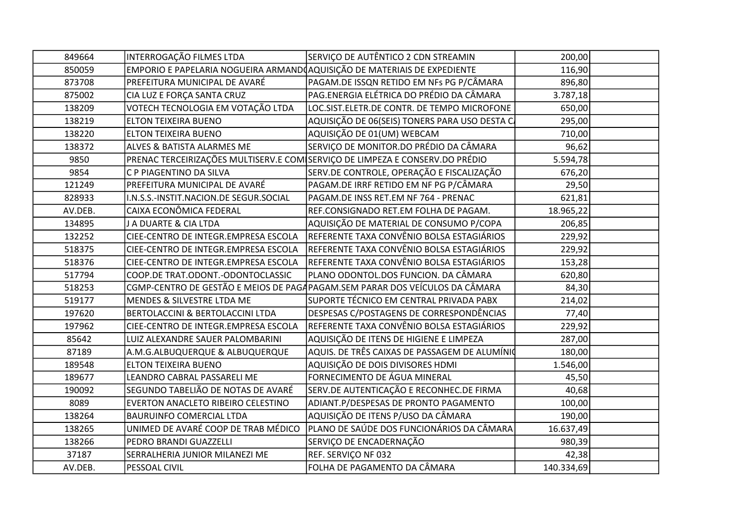| | | | | |
|---|---|---|---|---|
| 849664 | INTERROGAÇÃO FILMES LTDA | SERVIÇO DE AUTÊNTICO 2 CDN STREAMIN | 200,00 | |
| 850059 | EMPORIO E PAPELARIA NOGUEIRA ARMANDO | AQUISIÇÃO DE MATERIAIS DE EXPEDIENTE | 116,90 | |
| 873708 | PREFEITURA MUNICIPAL DE AVARÉ | PAGAM.DE ISSQN RETIDO EM NFs PG P/CÂMARA | 896,80 | |
| 875002 | CIA LUZ E FORÇA SANTA CRUZ | PAG.ENERGIA ELÉTRICA DO PRÉDIO DA CÂMARA | 3.787,18 | |
| 138209 | VOTECH TECNOLOGIA EM VOTAÇÃO LTDA | LOC.SIST.ELETR.DE CONTR. DE TEMPO MICROFONE | 650,00 | |
| 138219 | ELTON TEIXEIRA BUENO | AQUISIÇÃO DE 06(SEIS) TONERS PARA USO DESTA CA | 295,00 | |
| 138220 | ELTON TEIXEIRA BUENO | AQUISIÇÃO DE 01(UM) WEBCAM | 710,00 | |
| 138372 | ALVES & BATISTA ALARMES ME | SERVIÇO DE MONITOR.DO PRÉDIO DA CÂMARA | 96,62 | |
| 9850 | PRENAC TERCEIRIZAÇÕES MULTISERV.E COM | SERVIÇO DE LIMPEZA E CONSERV.DO PRÉDIO | 5.594,78 | |
| 9854 | C P PIAGENTINO DA SILVA | SERV.DE CONTROLE, OPERAÇÃO E FISCALIZAÇÃO | 676,20 | |
| 121249 | PREFEITURA MUNICIPAL DE AVARÉ | PAGAM.DE IRRF RETIDO EM NF PG P/CÂMARA | 29,50 | |
| 828933 | I.N.S.S.-INSTIT.NACION.DE SEGUR.SOCIAL | PAGAM.DE INSS RET.EM NF 764 - PRENAC | 621,81 | |
| AV.DEB. | CAIXA ECONÔMICA FEDERAL | REF.CONSIGNADO RET.EM FOLHA DE PAGAM. | 18.965,22 | |
| 134895 | J A DUARTE & CIA LTDA | AQUISIÇÃO DE MATERIAL DE CONSUMO P/COPA | 206,85 | |
| 132252 | CIEE-CENTRO DE INTEGR.EMPRESA ESCOLA | REFERENTE TAXA CONVÊNIO BOLSA ESTAGIÁRIOS | 229,92 | |
| 518375 | CIEE-CENTRO DE INTEGR.EMPRESA ESCOLA | REFERENTE TAXA CONVÊNIO BOLSA ESTAGIÁRIOS | 229,92 | |
| 518376 | CIEE-CENTRO DE INTEGR.EMPRESA ESCOLA | REFERENTE TAXA CONVÊNIO BOLSA ESTAGIÁRIOS | 153,28 | |
| 517794 | COOP.DE TRAT.ODONT.-ODONTOCLASSIC | PLANO ODONTOL.DOS FUNCION. DA CÂMARA | 620,80 | |
| 518253 | CGMP-CENTRO DE GESTÃO E MEIOS DE PAGA | PAGAM.SEM PARAR DOS VEÍCULOS DA CÂMARA | 84,30 | |
| 519177 | MENDES & SILVESTRE LTDA ME | SUPORTE TÉCNICO EM CENTRAL PRIVADA PABX | 214,02 | |
| 197620 | BERTOLACCINI & BERTOLACCINI LTDA | DESPESAS C/POSTAGENS DE CORRESPONDÊNCIAS | 77,40 | |
| 197962 | CIEE-CENTRO DE INTEGR.EMPRESA ESCOLA | REFERENTE TAXA CONVÊNIO BOLSA ESTAGIÁRIOS | 229,92 | |
| 85642 | LUIZ ALEXANDRE SAUER PALOMBARINI | AQUISIÇÃO DE ITENS DE HIGIENE E LIMPEZA | 287,00 | |
| 87189 | A.M.G.ALBUQUERQUE & ALBUQUERQUE | AQUIS. DE TRÊS CAIXAS DE PASSAGEM DE ALUMÍNIO | 180,00 | |
| 189548 | ELTON TEIXEIRA BUENO | AQUISIÇÃO DE DOIS DIVISORES HDMI | 1.546,00 | |
| 189677 | LEANDRO CABRAL PASSARELI ME | FORNECIMENTO DE ÁGUA MINERAL | 45,50 | |
| 190092 | SEGUNDO TABELIÃO DE NOTAS DE AVARÉ | SERV.DE AUTENTICAÇÃO E RECONHEC.DE FIRMA | 40,68 | |
| 8089 | EVERTON ANACLETO RIBEIRO CELESTINO | ADIANT.P/DESPESAS DE PRONTO PAGAMENTO | 100,00 | |
| 138264 | BAURUINFO COMERCIAL LTDA | AQUISIÇÃO DE ITENS P/USO DA CÂMARA | 190,00 | |
| 138265 | UNIMED DE AVARÉ COOP DE TRAB MÉDICO | PLANO DE SAÚDE DOS FUNCIONÁRIOS DA CÂMARA | 16.637,49 | |
| 138266 | PEDRO BRANDI GUAZZELLI | SERVIÇO DE ENCADERNAÇÃO | 980,39 | |
| 37187 | SERRALHERIA JUNIOR MILANEZI ME | REF. SERVIÇO NF 032 | 42,38 | |
| AV.DEB. | PESSOAL CIVIL | FOLHA DE PAGAMENTO DA CÂMARA | 140.334,69 | |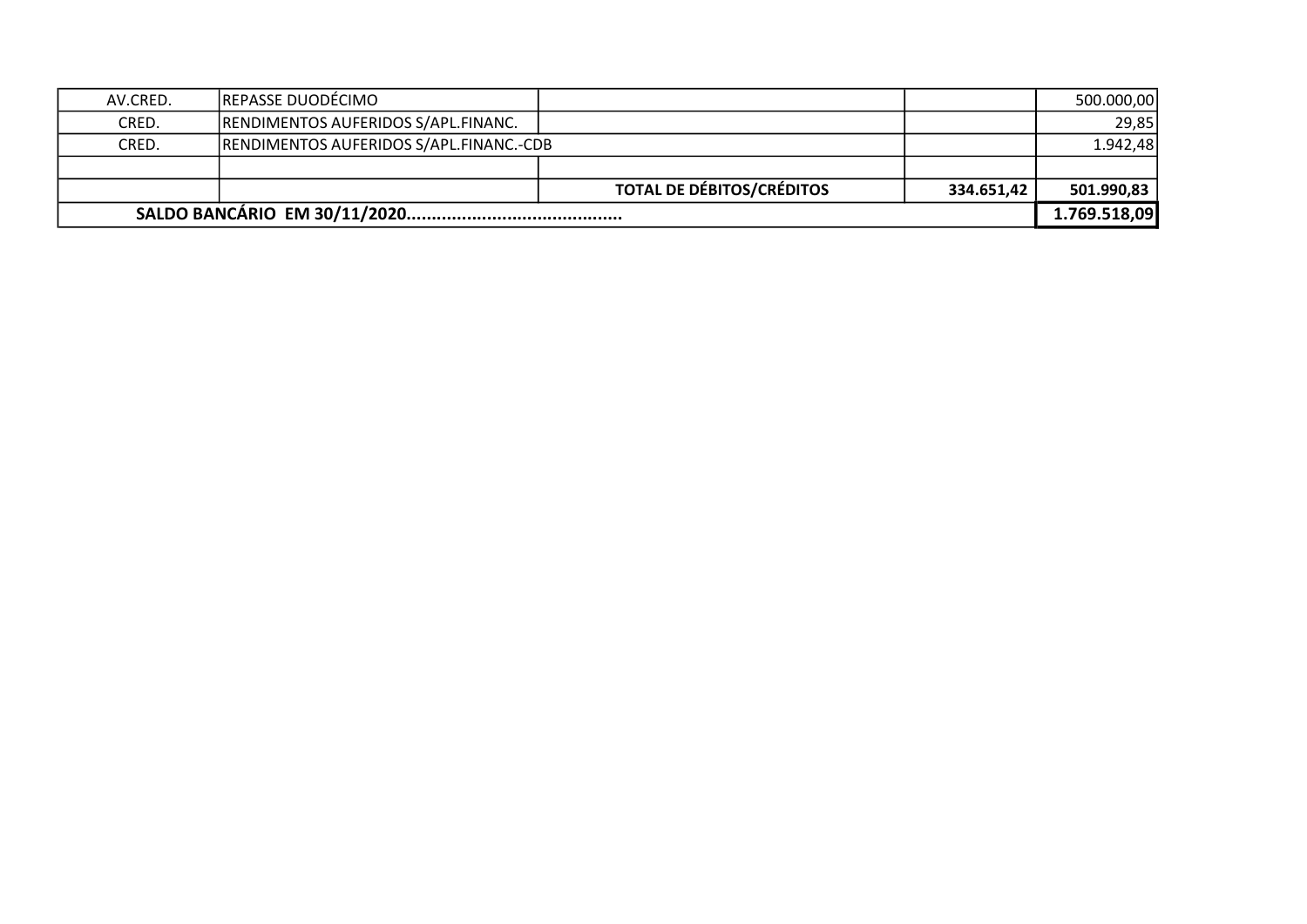| | | | | |
|---|---|---|---|---|
| AV.CRED. | REPASSE DUODÉCIMO | | | 500.000,00 |
| CRED. | RENDIMENTOS AUFERIDOS S/APL.FINANC. | | | 29,85 |
| CRED. | RENDIMENTOS AUFERIDOS S/APL.FINANC.-CDB | | | 1.942,48 |
| | | | | |
| | | **TOTAL DE DÉBITOS/CRÉDITOS** | **334.651,42** | **501.990,83** |
| **SALDO BANCÁRIO EM 30/11/2020..........................................** | | | | **1.769.518,09** |